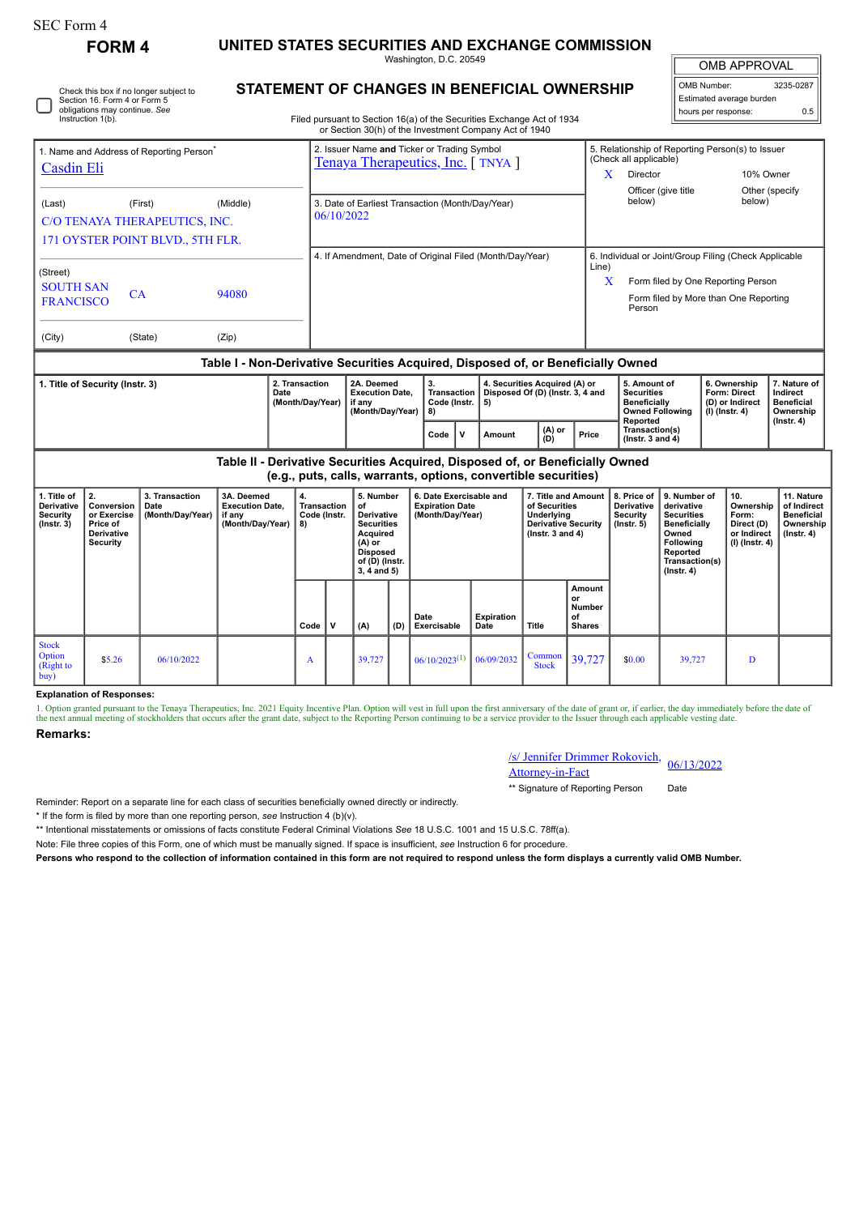SEC Form 4

**FORM 4**

# UNITED STATES SECURITIES AND EXCHANGE COMMISSION

Washington, D.C. 20549

## STATEMENT OF CHANGES IN BENEFICIAL OWNERSHIP

Filed pursuant to Section 16(a) of the Securities Exchange Act of 1934 or Section 30(h) of the Investment Company Act of 1940

| OMB APPROVAL | |
|---|---|
| OMB Number: | 3235-0287 |
| Estimated average burden hours per response: | 0.5 |

☐ Check this box if no longer subject to Section 16. Form 4 or Form 5 obligations may continue. *See* Instruction 1(b).

1. Name and Address of Reporting Person*
Casdin Eli

(Last) (First) (Middle)
C/O TENAYA THERAPEUTICS, INC.
171 OYSTER POINT BLVD., 5TH FLR.

(Street)
SOUTH SAN FRANCISCO CA 94080

(City) (State) (Zip)

2. Issuer Name **and** Ticker or Trading Symbol
Tenaya Therapeutics, Inc. [ TNYA ]

3. Date of Earliest Transaction (Month/Day/Year)
06/10/2022

4. If Amendment, Date of Original Filed (Month/Day/Year)

5. Relationship of Reporting Person(s) to Issuer (Check all applicable)
X Director
10% Owner
Officer (give title below)
Other (specify below)

6. Individual or Joint/Group Filing (Check Applicable Line)
X Form filed by One Reporting Person
Form filed by More than One Reporting Person

### Table I - Non-Derivative Securities Acquired, Disposed of, or Beneficially Owned

| 1. Title of Security (Instr. 3) | 2. Transaction Date (Month/Day/Year) | 2A. Deemed Execution Date, if any (Month/Day/Year) | 3. Transaction Code (Instr. 8) | | 4. Securities Acquired (A) or Disposed Of (D) (Instr. 3, 4 and 5) | | | 5. Amount of Securities Beneficially Owned Following Reported Transaction(s) (Instr. 3 and 4) | 6. Ownership Form: Direct (D) or Indirect (I) (Instr. 4) | 7. Nature of Indirect Beneficial Ownership (Instr. 4) |
|---|---|---|---|---|---|---|---|---|---|---|
| | | | Code | V | Amount | (A) or (D) | Price | | | |

### Table II - Derivative Securities Acquired, Disposed of, or Beneficially Owned (e.g., puts, calls, warrants, options, convertible securities)

| 1. Title of Derivative Security (Instr. 3) | 2. Conversion or Exercise Price of Derivative Security | 3. Transaction Date (Month/Day/Year) | 3A. Deemed Execution Date, if any (Month/Day/Year) | 4. Transaction Code (Instr. 8) | | 5. Number of Derivative Securities Acquired (A) or Disposed of (D) (Instr. 3, 4 and 5) | | 6. Date Exercisable and Expiration Date (Month/Day/Year) | | 7. Title and Amount of Securities Underlying Derivative Security (Instr. 3 and 4) | | 8. Price of Derivative Security (Instr. 5) | 9. Number of derivative Securities Beneficially Owned Following Reported Transaction(s) (Instr. 4) | 10. Ownership Form: Direct (D) or Indirect (I) (Instr. 4) | 11. Nature of Indirect Beneficial Ownership (Instr. 4) |
|---|---|---|---|---|---|---|---|---|---|---|---|---|---|---|---|
| | | | | Code | V | (A) | (D) | Date Exercisable | Expiration Date | Title | Amount or Number of Shares | | | | |
| Stock Option (Right to buy) | $5.26 | 06/10/2022 | | A | | 39,727 | | 06/10/2023[1] | 06/09/2032 | Common Stock | 39,727 | $0.00 | 39,727 | D | |

**Explanation of Responses:**

1. Option granted pursuant to the Tenaya Therapeutics, Inc. 2021 Equity Incentive Plan. Option will vest in full upon the first anniversary of the date of grant or, if earlier, the day immediately before the date of the next annual meeting of stockholders that occurs after the grant date, subject to the Reporting Person continuing to be a service provider to the Issuer through each applicable vesting date.

**Remarks:**

/s/ Jennifer Drimmer Rokovich, Attorney-in-Fact — 06/13/2022

** Signature of Reporting Person — Date

Reminder: Report on a separate line for each class of securities beneficially owned directly or indirectly.

\* If the form is filed by more than one reporting person, *see* Instruction 4 (b)(v).

** Intentional misstatements or omissions of facts constitute Federal Criminal Violations *See* 18 U.S.C. 1001 and 15 U.S.C. 78ff(a).

Note: File three copies of this Form, one of which must be manually signed. If space is insufficient, *see* Instruction 6 for procedure.

**Persons who respond to the collection of information contained in this form are not required to respond unless the form displays a currently valid OMB Number.**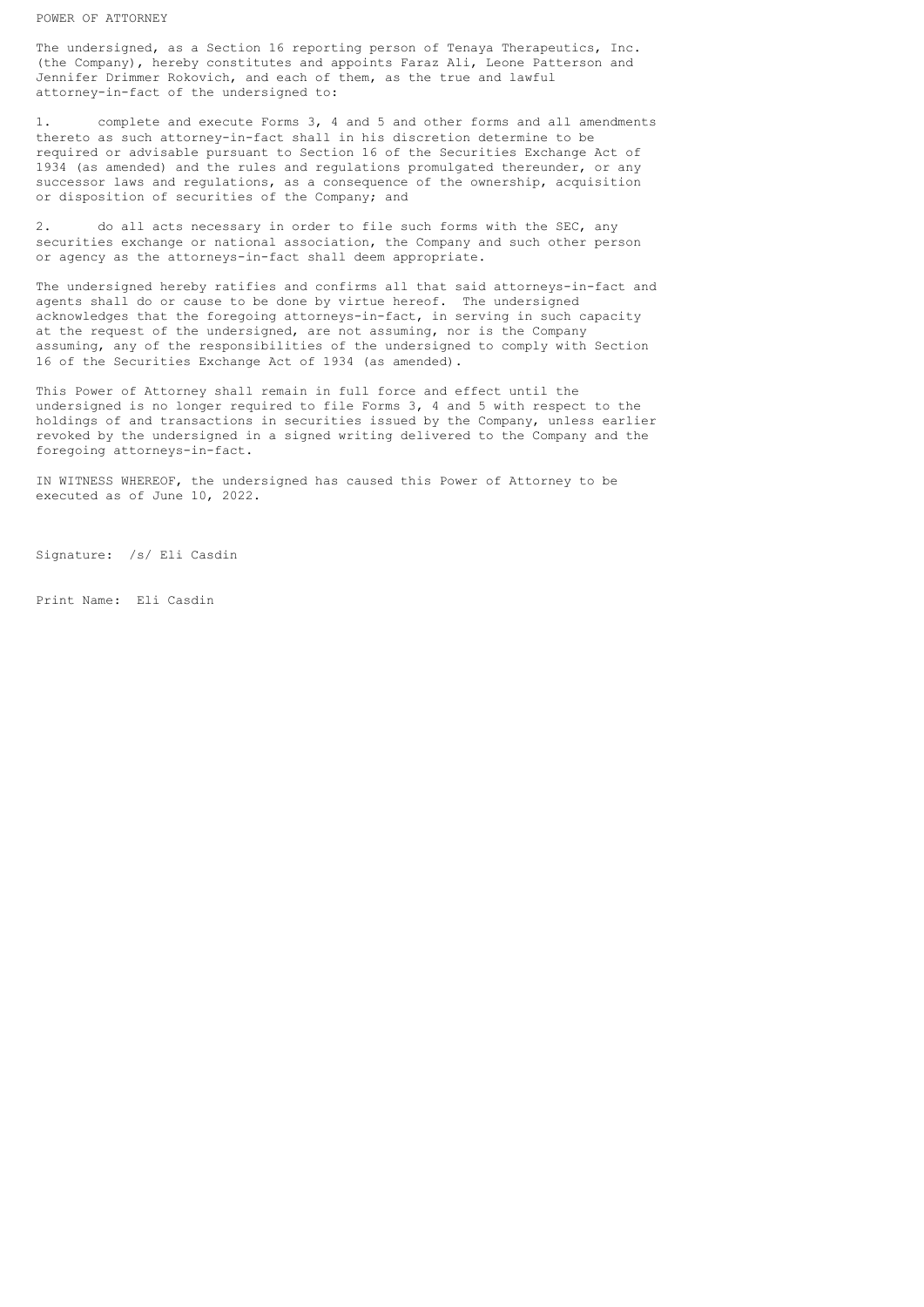# POWER OF ATTORNEY

The undersigned, as a Section 16 reporting person of Tenaya Therapeutics, Inc. (the Company), hereby constitutes and appoints Faraz Ali, Leone Patterson and Jennifer Drimmer Rokovich, and each of them, as the true and lawful attorney-in-fact of the undersigned to:

1. complete and execute Forms 3, 4 and 5 and other forms and all amendments thereto as such attorney-in-fact shall in his discretion determine to be required or advisable pursuant to Section 16 of the Securities Exchange Act of 1934 (as amended) and the rules and regulations promulgated thereunder, or any successor laws and regulations, as a consequence of the ownership, acquisition or disposition of securities of the Company; and

2. do all acts necessary in order to file such forms with the SEC, any securities exchange or national association, the Company and such other person or agency as the attorneys-in-fact shall deem appropriate.

The undersigned hereby ratifies and confirms all that said attorneys-in-fact and agents shall do or cause to be done by virtue hereof. The undersigned acknowledges that the foregoing attorneys-in-fact, in serving in such capacity at the request of the undersigned, are not assuming, nor is the Company assuming, any of the responsibilities of the undersigned to comply with Section 16 of the Securities Exchange Act of 1934 (as amended).

This Power of Attorney shall remain in full force and effect until the undersigned is no longer required to file Forms 3, 4 and 5 with respect to the holdings of and transactions in securities issued by the Company, unless earlier revoked by the undersigned in a signed writing delivered to the Company and the foregoing attorneys-in-fact.

IN WITNESS WHEREOF, the undersigned has caused this Power of Attorney to be executed as of June 10, 2022.

Signature: /s/ Eli Casdin

Print Name: Eli Casdin